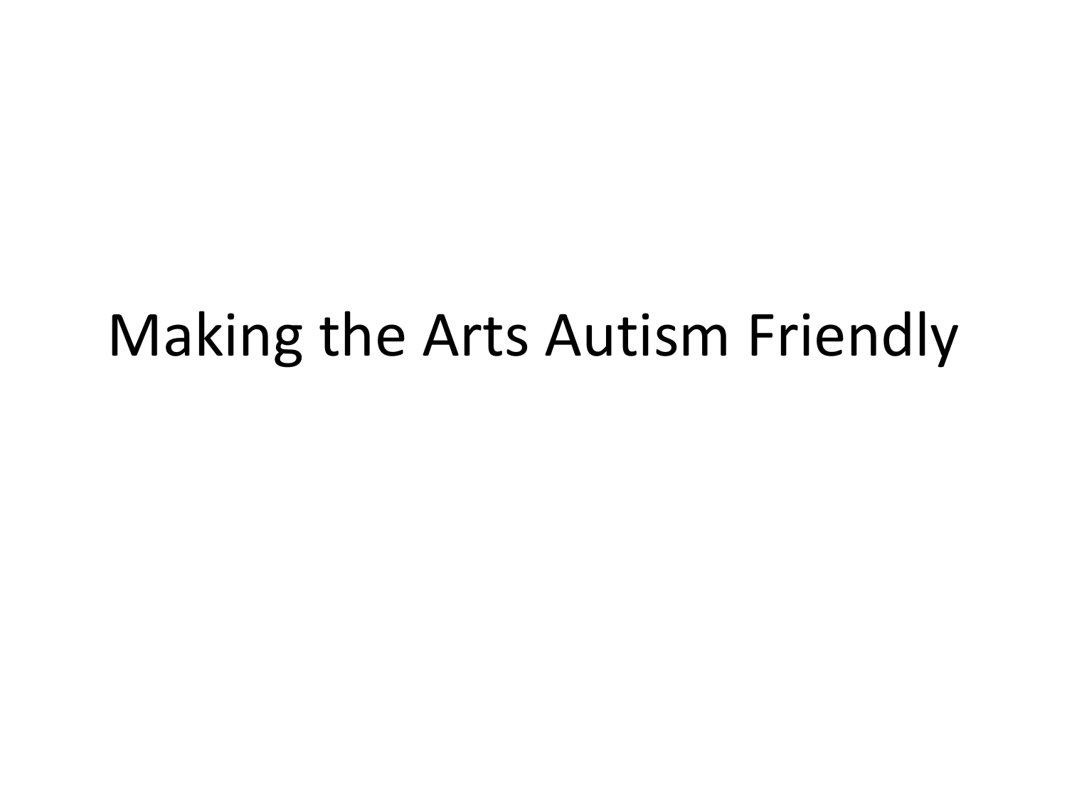# Making the Arts Autism Friendly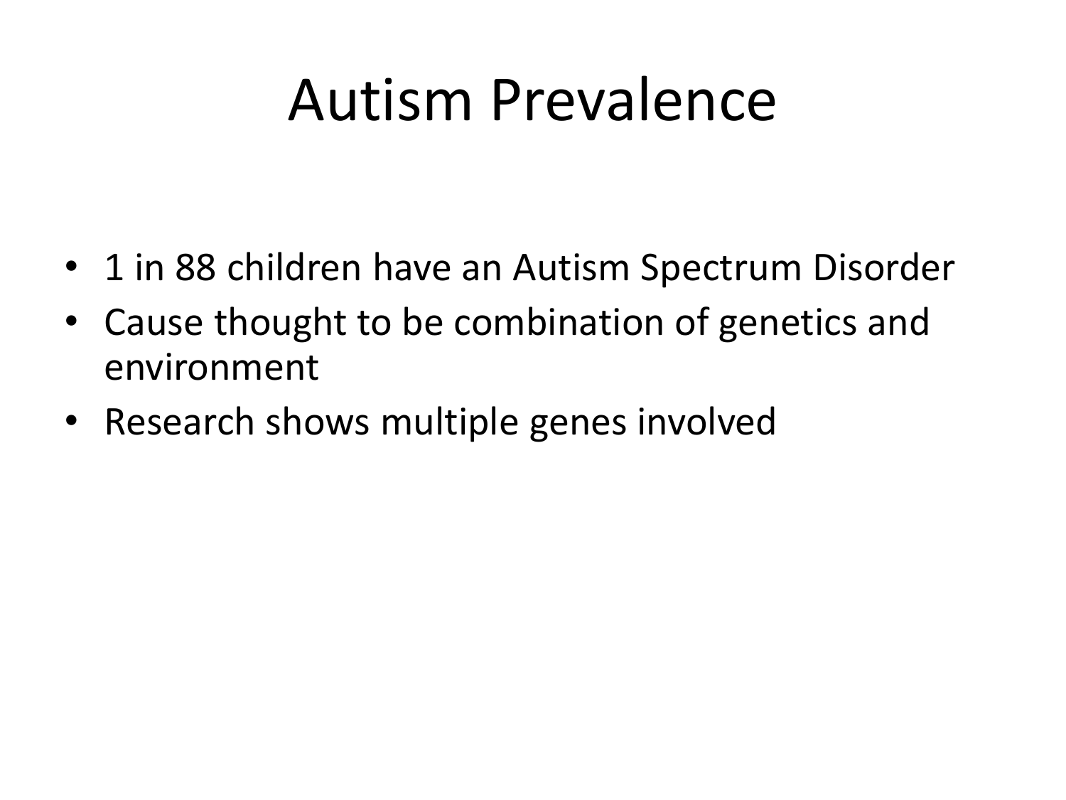# Autism Prevalence

- 1 in 88 children have an Autism Spectrum Disorder
- Cause thought to be combination of genetics and environment
- Research shows multiple genes involved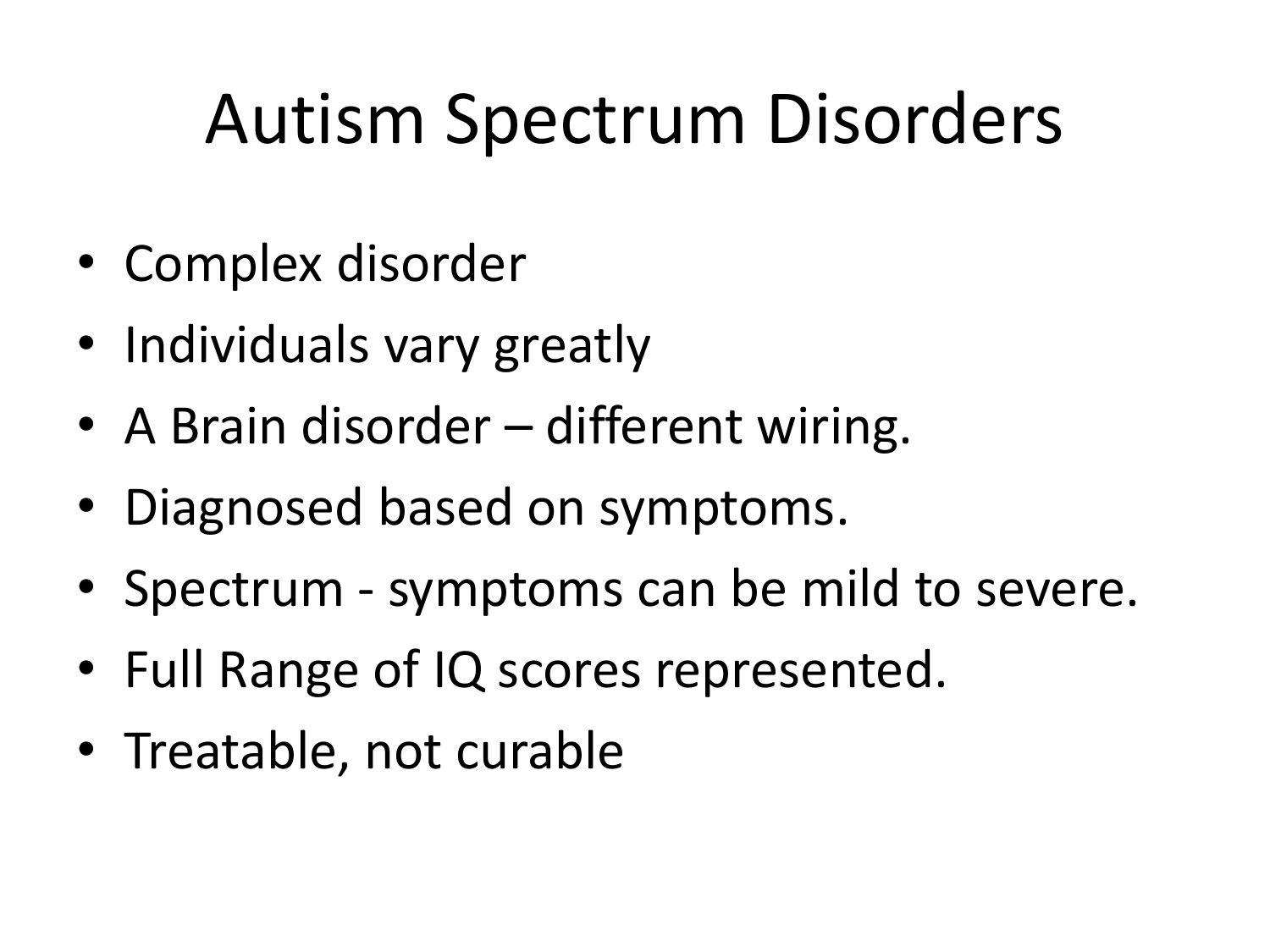# Autism Spectrum Disorders

- Complex disorder
- Individuals vary greatly
- A Brain disorder – different wiring.
- Diagnosed based on symptoms.
- Spectrum - symptoms can be mild to severe.
- Full Range of IQ scores represented.
- Treatable, not curable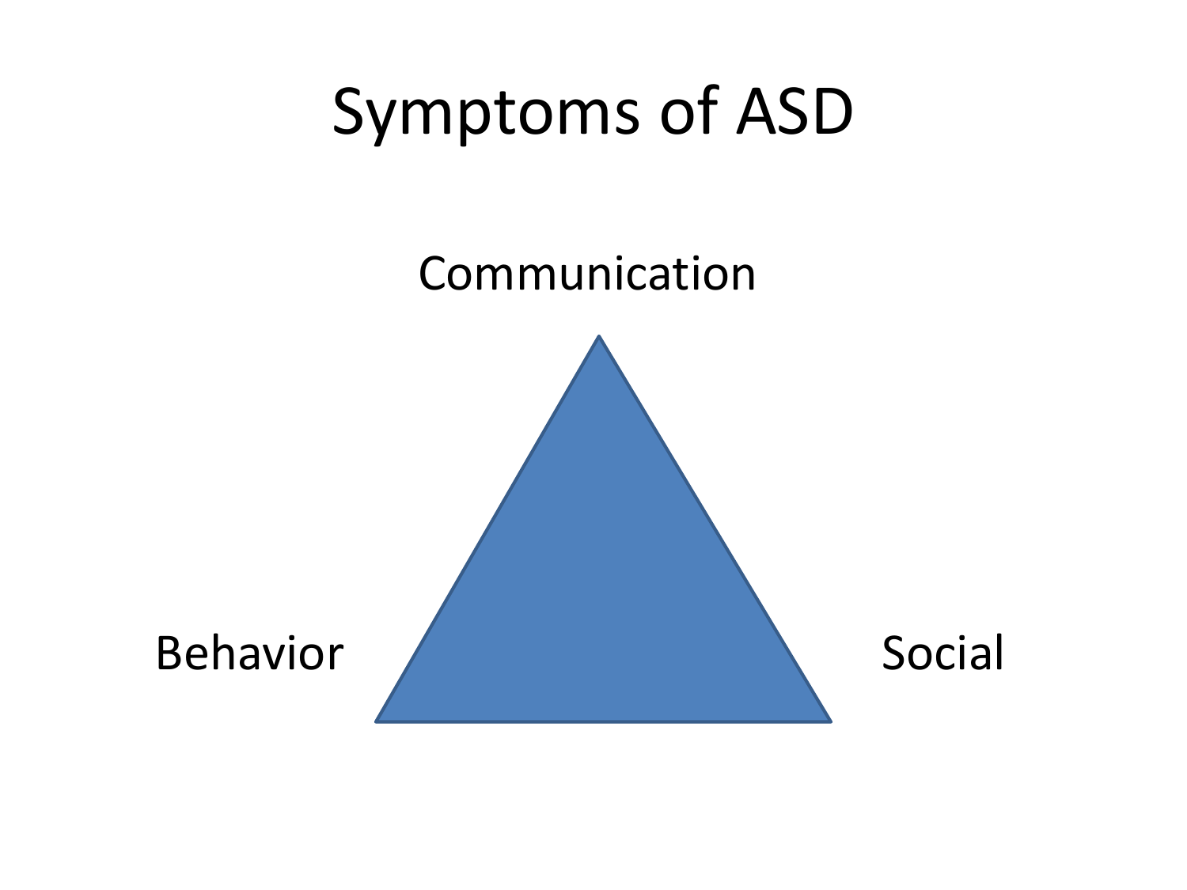# Symptoms of ASD

Communication

Behavior

Social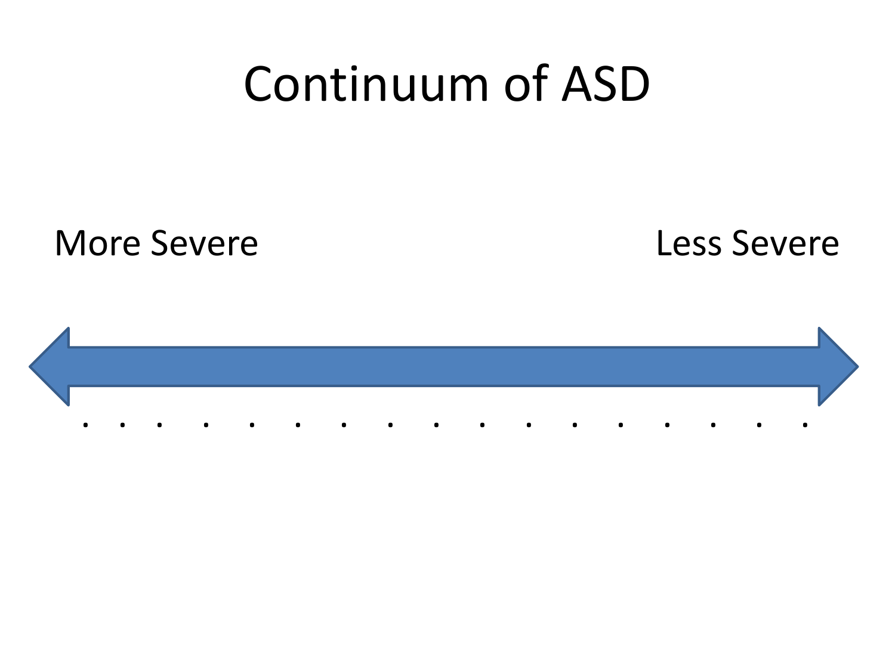# Continuum of ASD

More Severe

Less Severe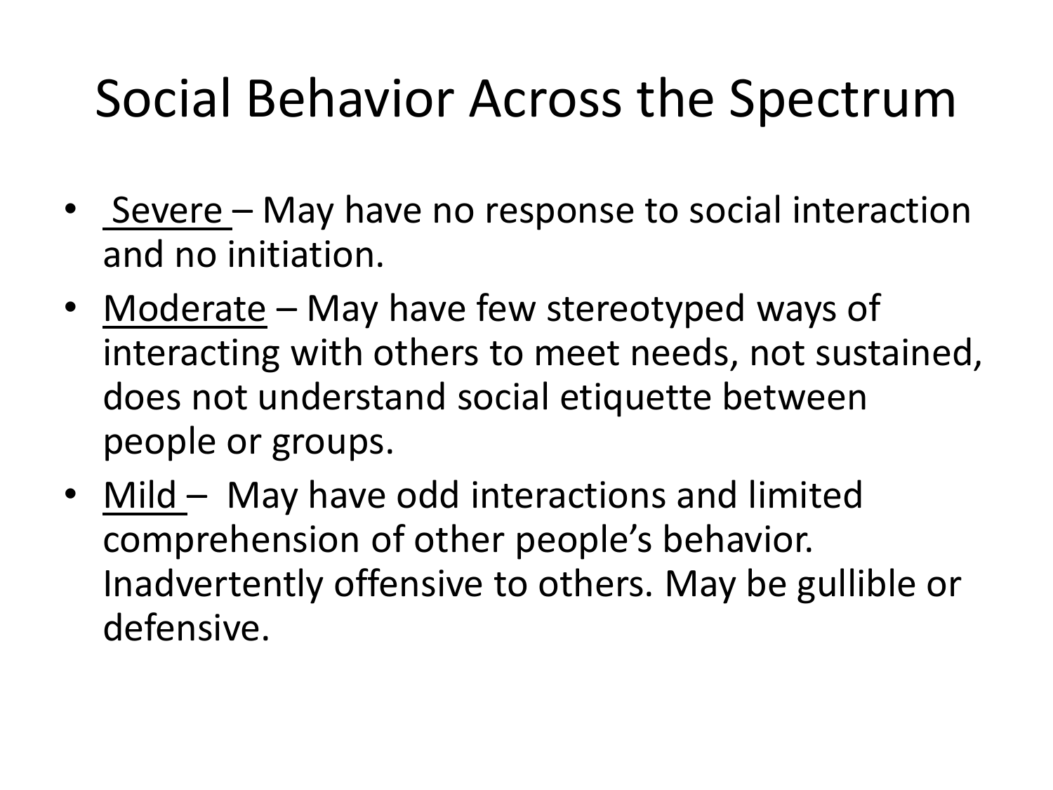# Social Behavior Across the Spectrum

- <u>Severe</u> – May have no response to social interaction and no initiation.
- <u>Moderate</u> – May have few stereotyped ways of interacting with others to meet needs, not sustained, does not understand social etiquette between people or groups.
- <u>Mild</u> – May have odd interactions and limited comprehension of other people's behavior. Inadvertently offensive to others. May be gullible or defensive.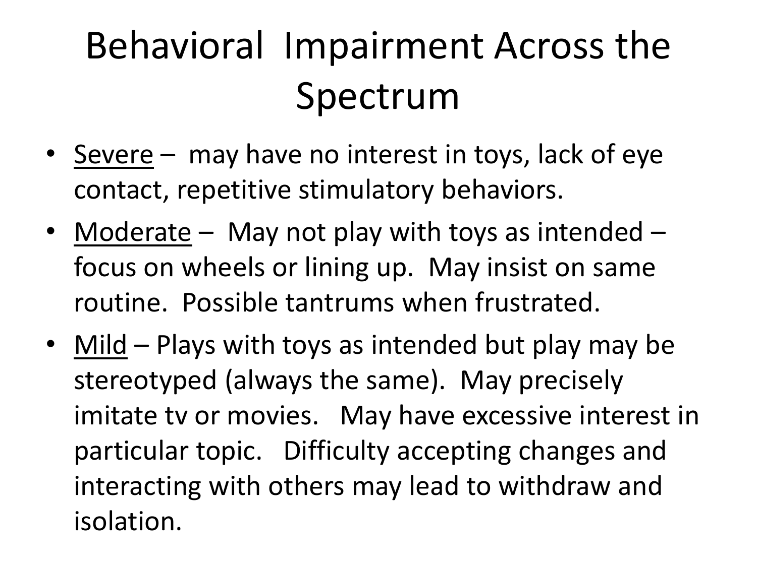# Behavioral Impairment Across the Spectrum

- <u>Severe</u> – may have no interest in toys, lack of eye contact, repetitive stimulatory behaviors.
- <u>Moderate</u> – May not play with toys as intended – focus on wheels or lining up. May insist on same routine. Possible tantrums when frustrated.
- <u>Mild</u> – Plays with toys as intended but play may be stereotyped (always the same). May precisely imitate tv or movies. May have excessive interest in particular topic. Difficulty accepting changes and interacting with others may lead to withdraw and isolation.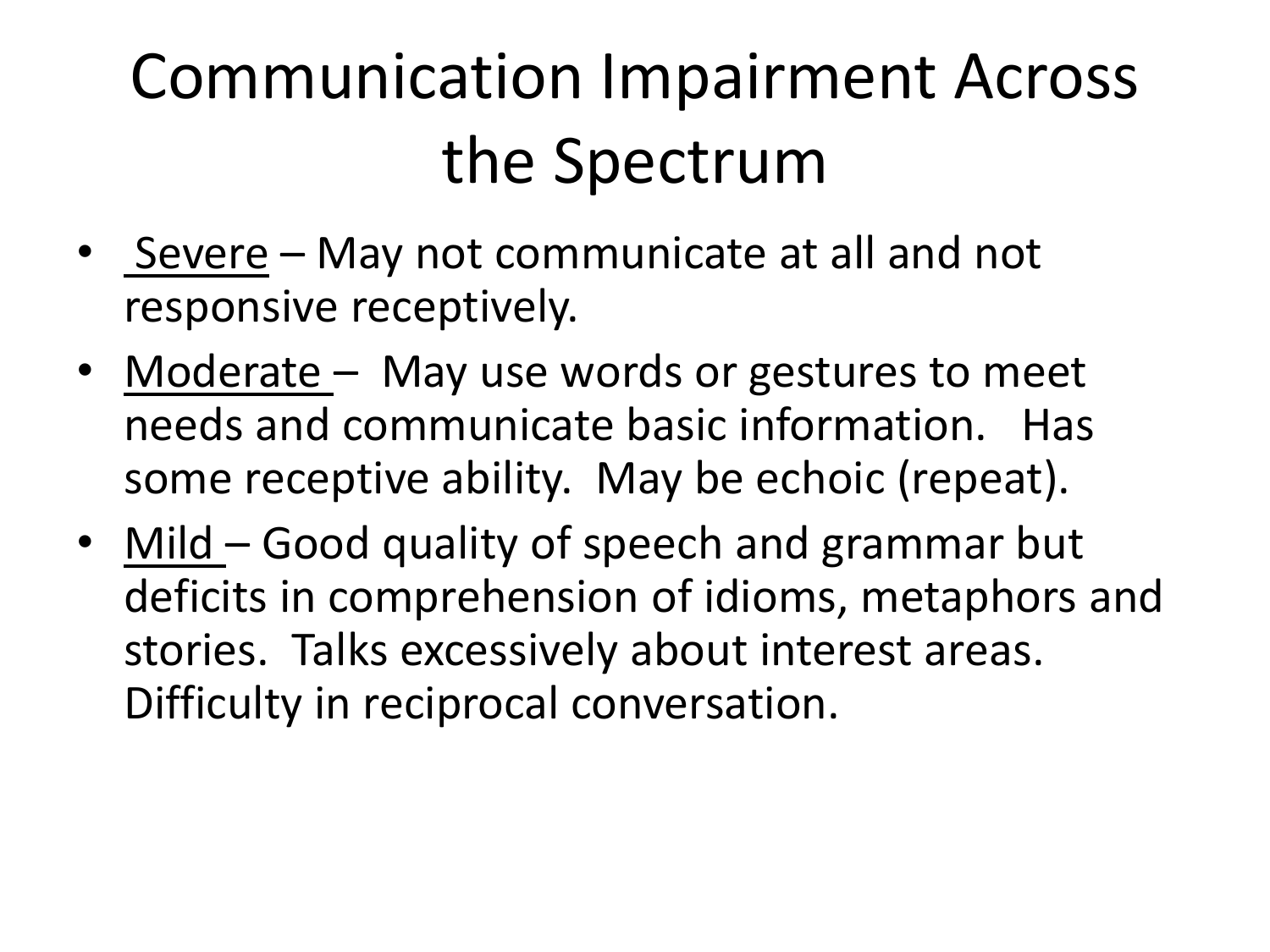# Communication Impairment Across the Spectrum

- <u>Severe</u> – May not communicate at all and not responsive receptively.
- <u>Moderate</u> – May use words or gestures to meet needs and communicate basic information. Has some receptive ability. May be echoic (repeat).
- <u>Mild</u> – Good quality of speech and grammar but deficits in comprehension of idioms, metaphors and stories. Talks excessively about interest areas. Difficulty in reciprocal conversation.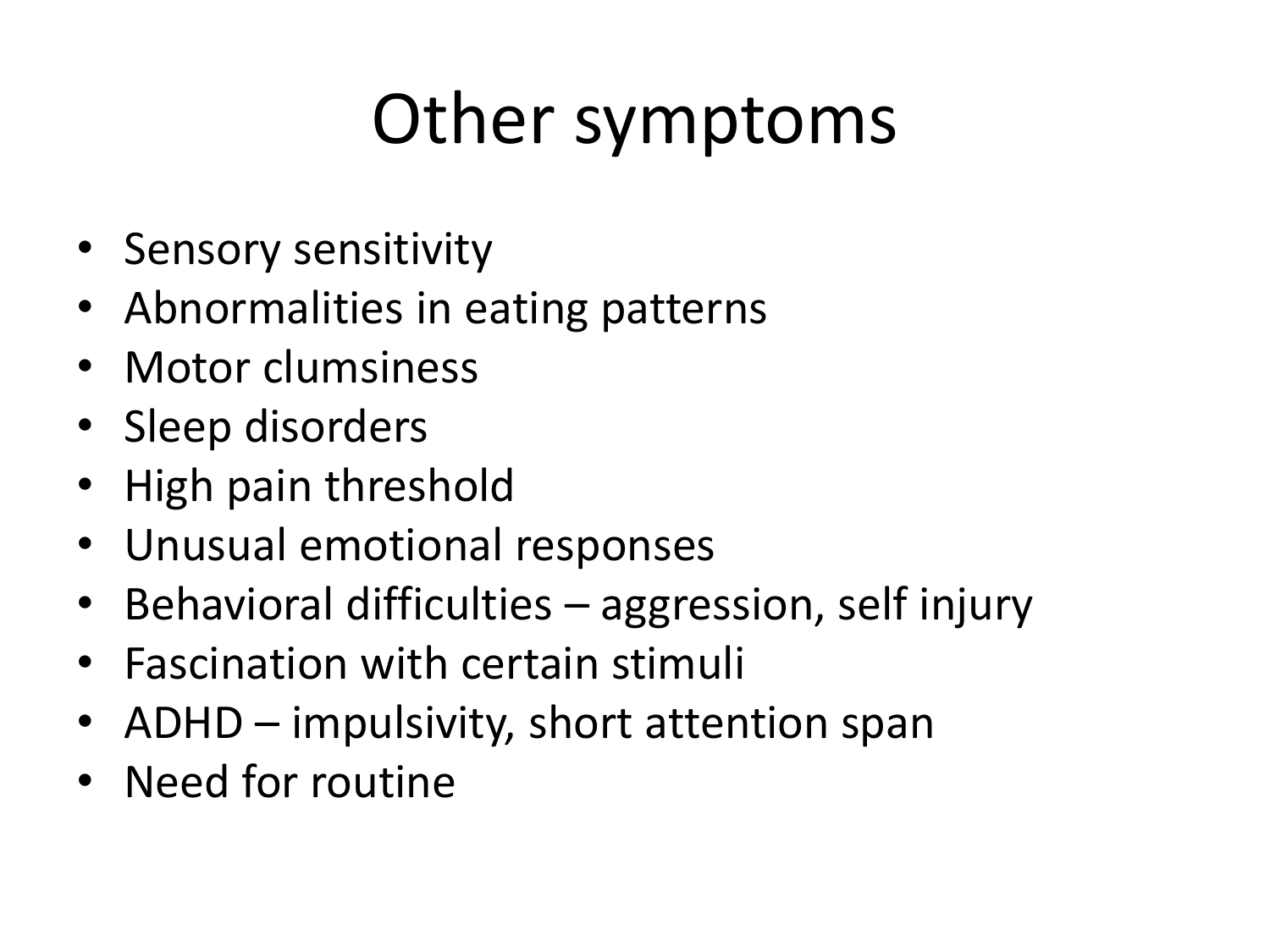# Other symptoms

- Sensory sensitivity
- Abnormalities in eating patterns
- Motor clumsiness
- Sleep disorders
- High pain threshold
- Unusual emotional responses
- Behavioral difficulties – aggression, self injury
- Fascination with certain stimuli
- ADHD – impulsivity, short attention span
- Need for routine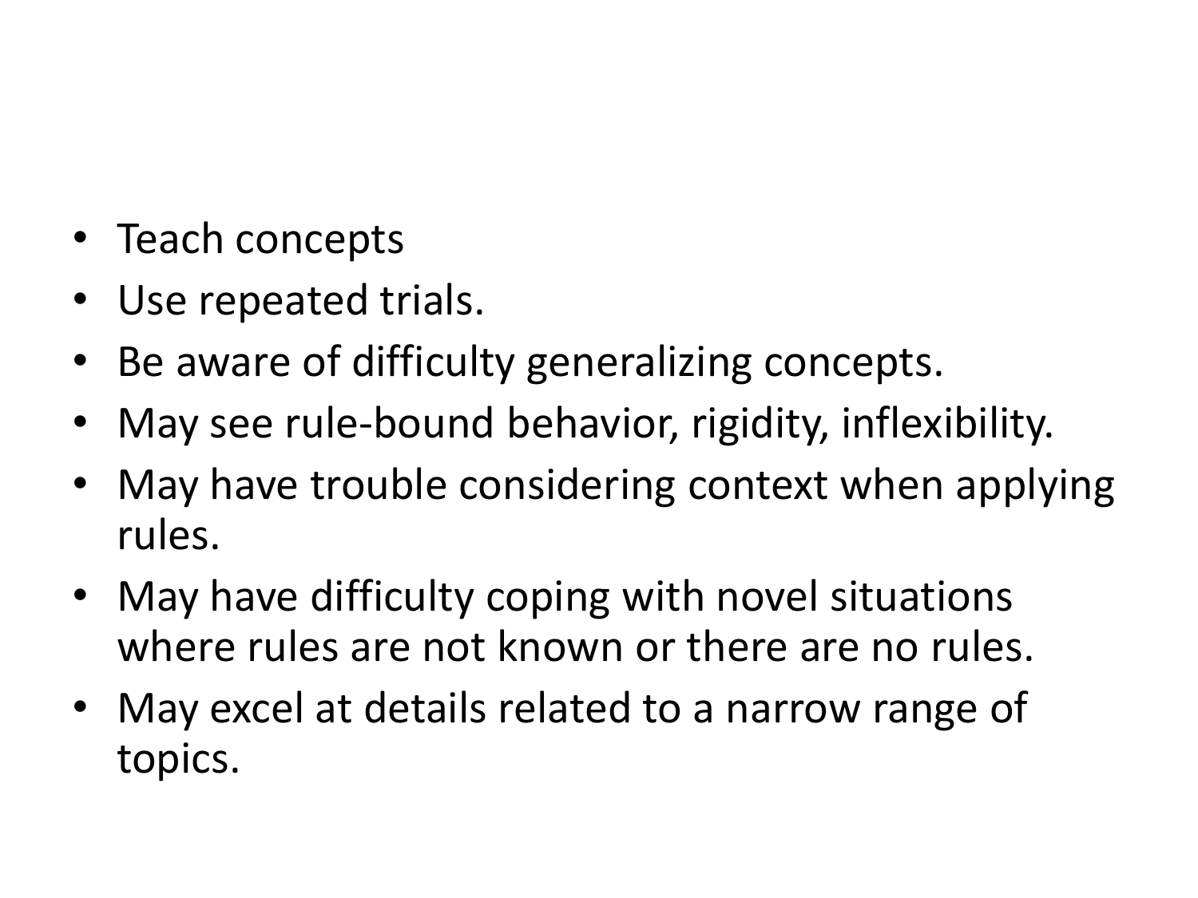- Teach concepts
- Use repeated trials.
- Be aware of difficulty generalizing concepts.
- May see rule-bound behavior, rigidity, inflexibility.
- May have trouble considering context when applying rules.
- May have difficulty coping with novel situations where rules are not known or there are no rules.
- May excel at details related to a narrow range of topics.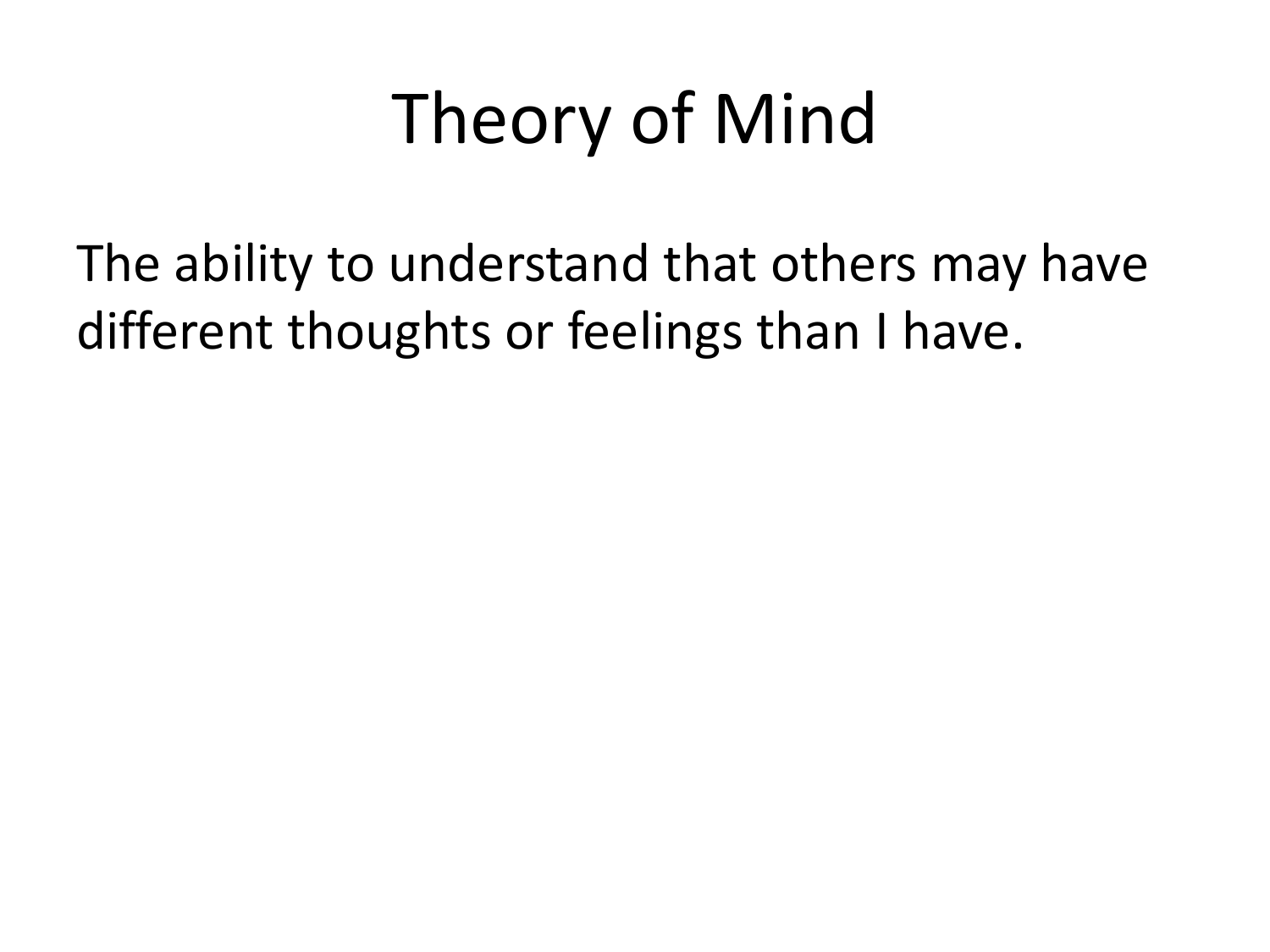# Theory of Mind

The ability to understand that others may have different thoughts or feelings than I have.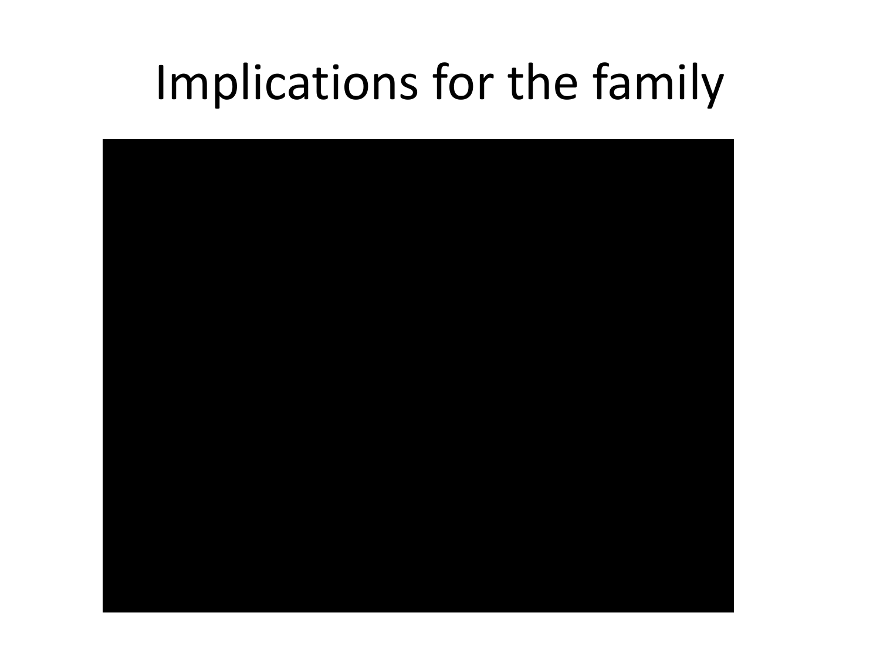# Implications for the family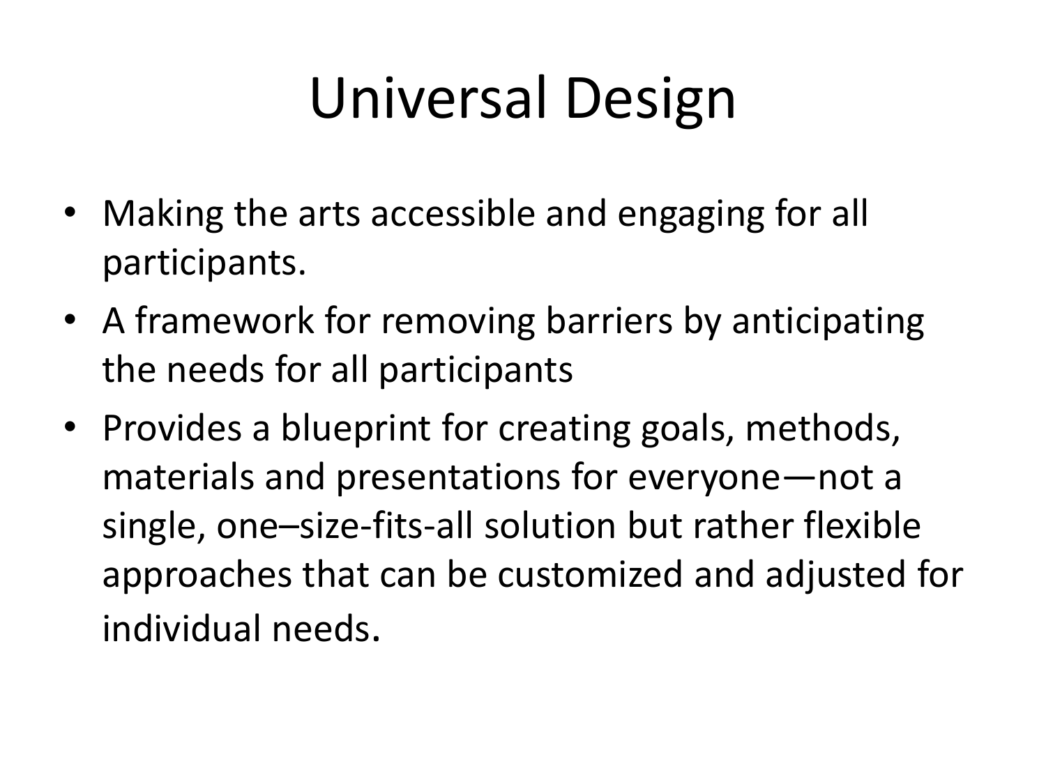# Universal Design

- Making the arts accessible and engaging for all participants.
- A framework for removing barriers by anticipating the needs for all participants
- Provides a blueprint for creating goals, methods, materials and presentations for everyone—not a single, one–size-fits-all solution but rather flexible approaches that can be customized and adjusted for individual needs.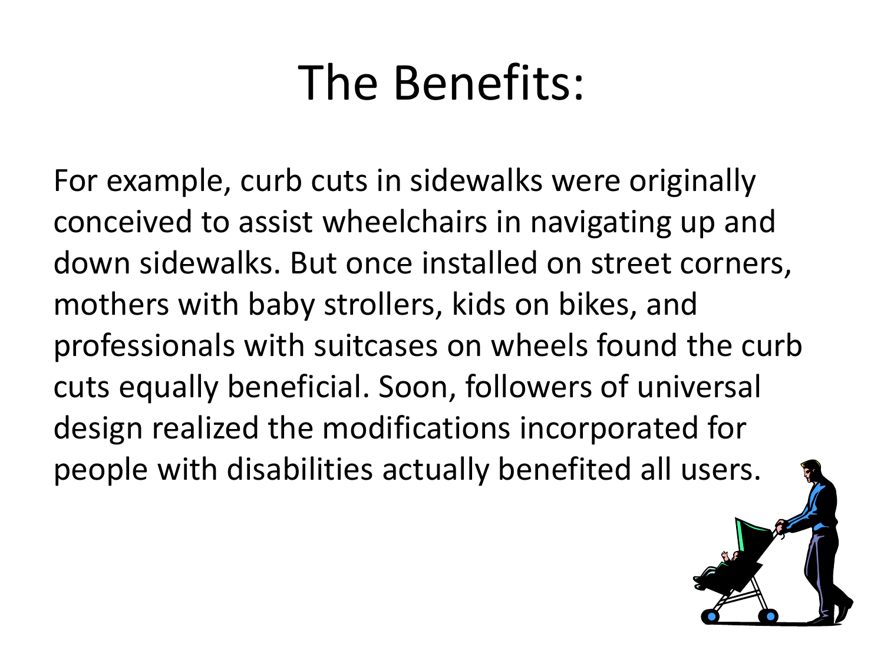# The Benefits:

For example, curb cuts in sidewalks were originally conceived to assist wheelchairs in navigating up and down sidewalks. But once installed on street corners, mothers with baby strollers, kids on bikes, and professionals with suitcases on wheels found the curb cuts equally beneficial. Soon, followers of universal design realized the modifications incorporated for people with disabilities actually benefited all users.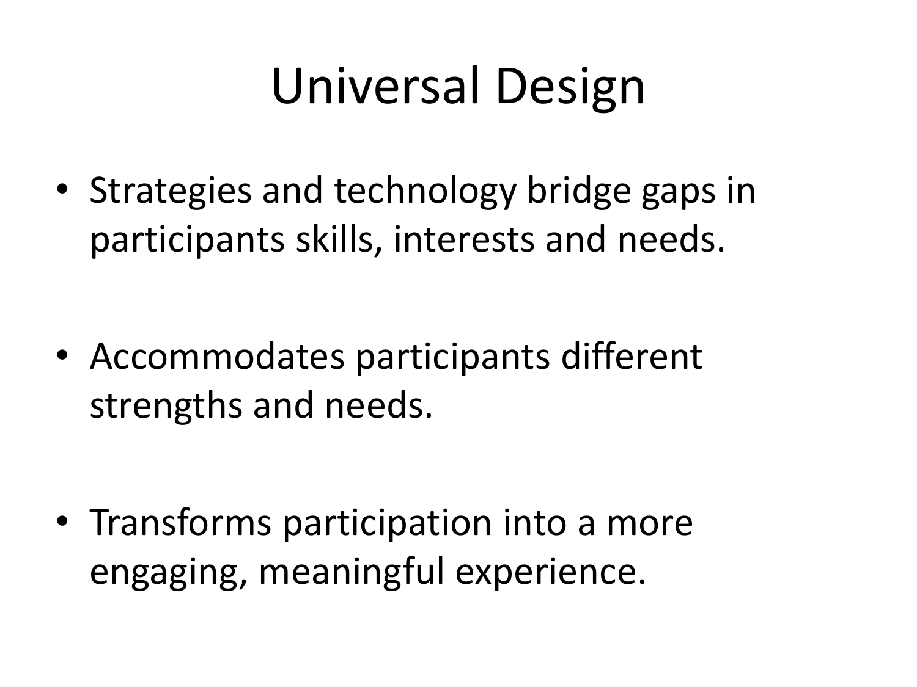# Universal Design

- Strategies and technology bridge gaps in participants skills, interests and needs.
- Accommodates participants different strengths and needs.
- Transforms participation into a more engaging, meaningful experience.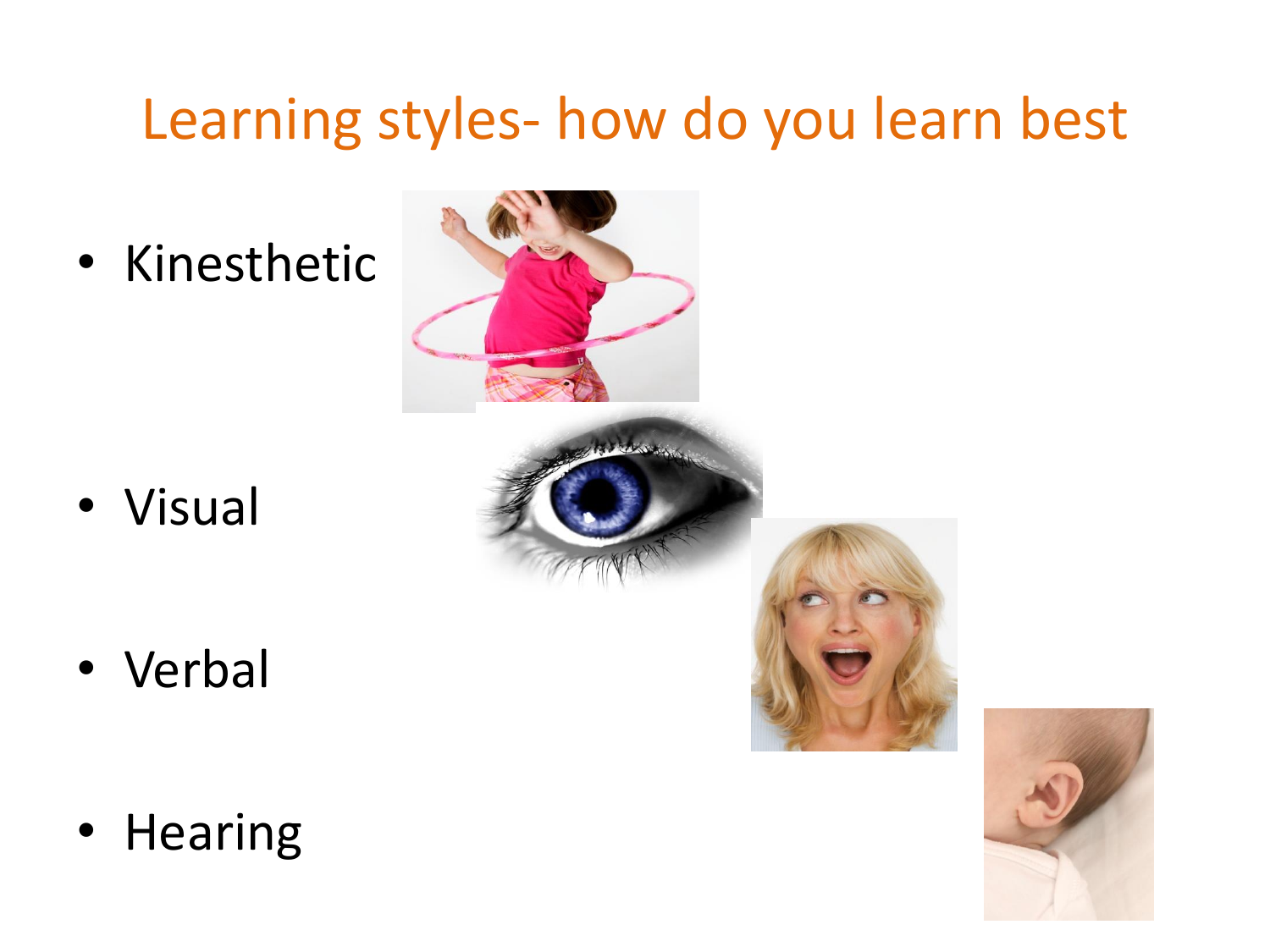# Learning styles- how do you learn best

- Kinesthetic
- Visual
- Verbal
- Hearing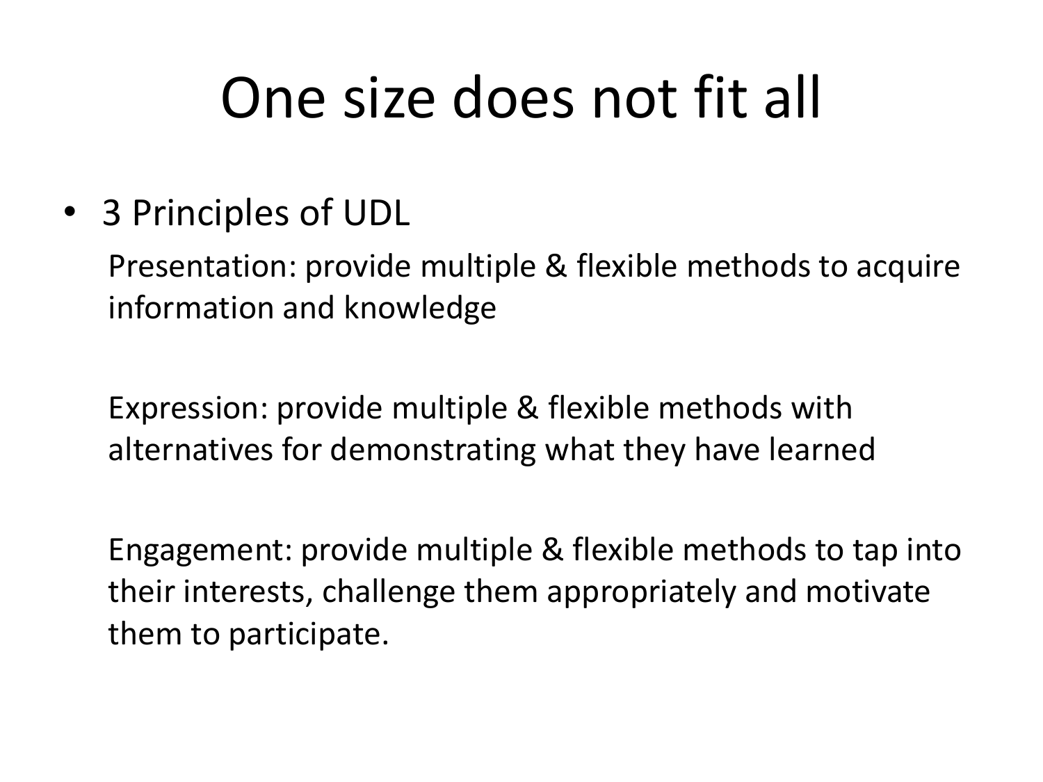# One size does not fit all

- 3 Principles of UDL

  Presentation: provide multiple & flexible methods to acquire information and knowledge

  Expression: provide multiple & flexible methods with alternatives for demonstrating what they have learned

  Engagement: provide multiple & flexible methods to tap into their interests, challenge them appropriately and motivate them to participate.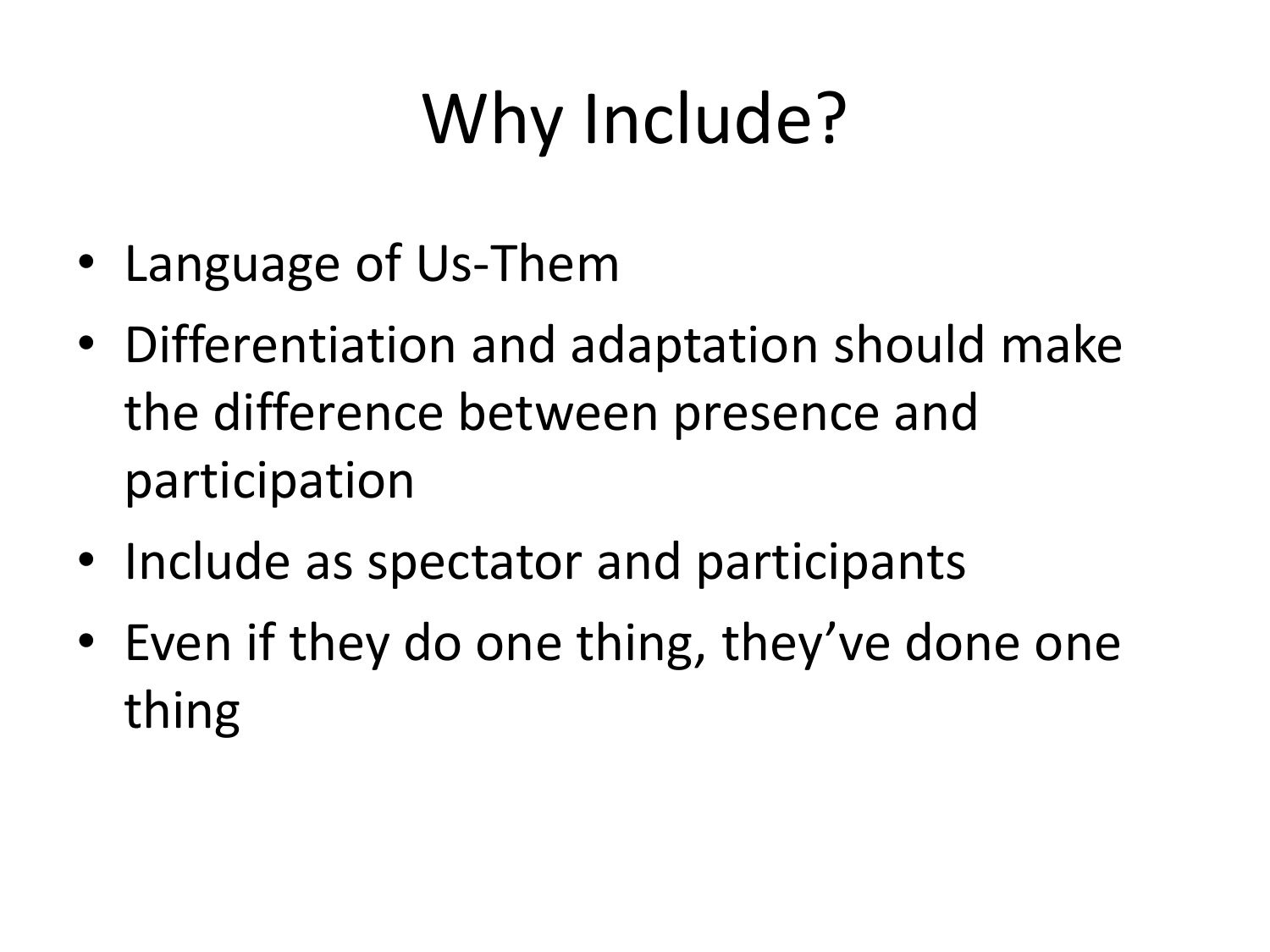# Why Include?

- Language of Us-Them
- Differentiation and adaptation should make the difference between presence and participation
- Include as spectator and participants
- Even if they do one thing, they've done one thing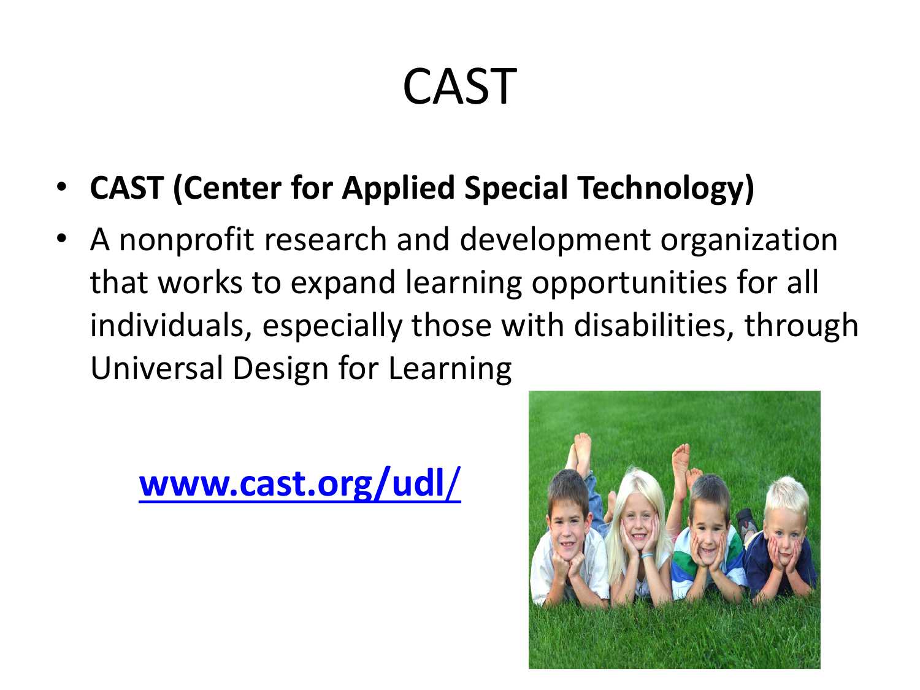# CAST

- **CAST (Center for Applied Special Technology)**
- A nonprofit research and development organization that works to expand learning opportunities for all individuals, especially those with disabilities, through Universal Design for Learning

**[www.cast.org/udl/](http://www.cast.org/udl/)**